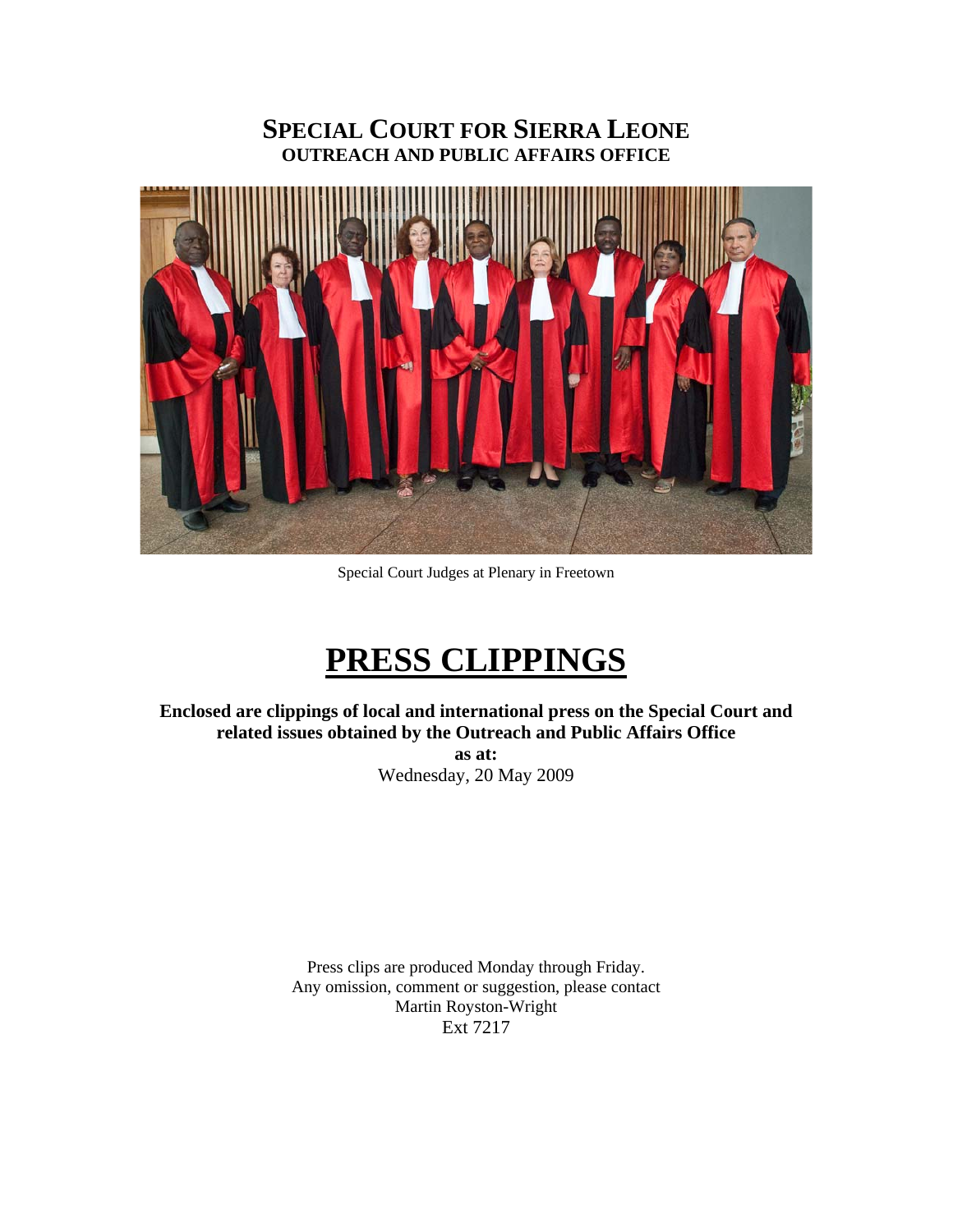# SPECIAL COURT FOR SIERRA LEONE
## OUTREACH AND PUBLIC AFFAIRS OFFICE

Special Court Judges at Plenary in Freetown

# PRESS CLIPPINGS

**Enclosed are clippings of local and international press on the Special Court and related issues obtained by the Outreach and Public Affairs Office**

**as at:**

Wednesday, 20 May 2009

Press clips are produced Monday through Friday.
Any omission, comment or suggestion, please contact
Martin Royston-Wright
Ext 7217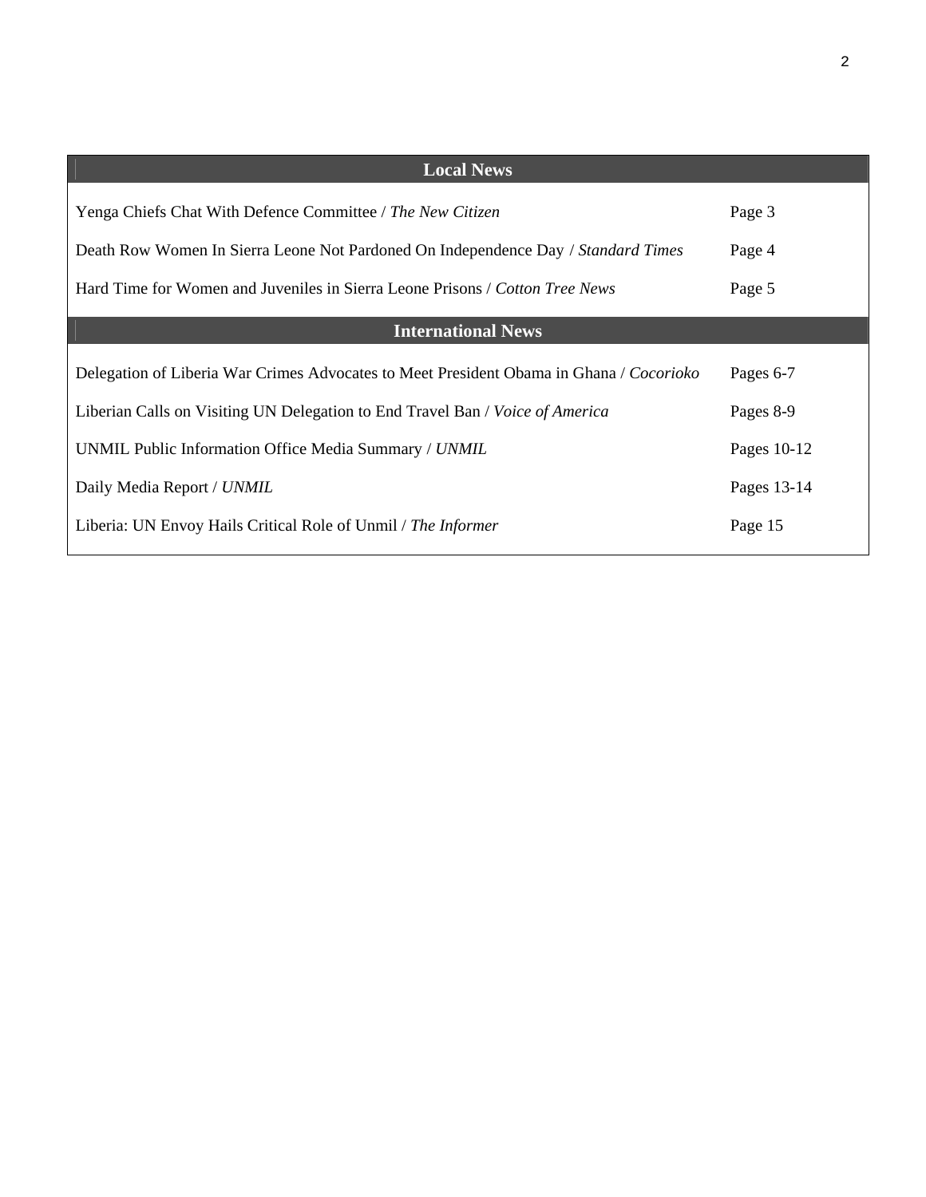## Local News

| | |
|---|---|
| Yenga Chiefs Chat With Defence Committee / *The New Citizen* | Page 3 |
| Death Row Women In Sierra Leone Not Pardoned On Independence Day / *Standard Times* | Page 4 |
| Hard Time for Women and Juveniles in Sierra Leone Prisons / *Cotton Tree News* | Page 5 |

## International News

| | |
|---|---|
| Delegation of Liberia War Crimes Advocates to Meet President Obama in Ghana / *Cocorioko* | Pages 6-7 |
| Liberian Calls on Visiting UN Delegation to End Travel Ban / *Voice of America* | Pages 8-9 |
| UNMIL Public Information Office Media Summary / *UNMIL* | Pages 10-12 |
| Daily Media Report / *UNMIL* | Pages 13-14 |
| Liberia: UN Envoy Hails Critical Role of Unmil / *The Informer* | Page 15 |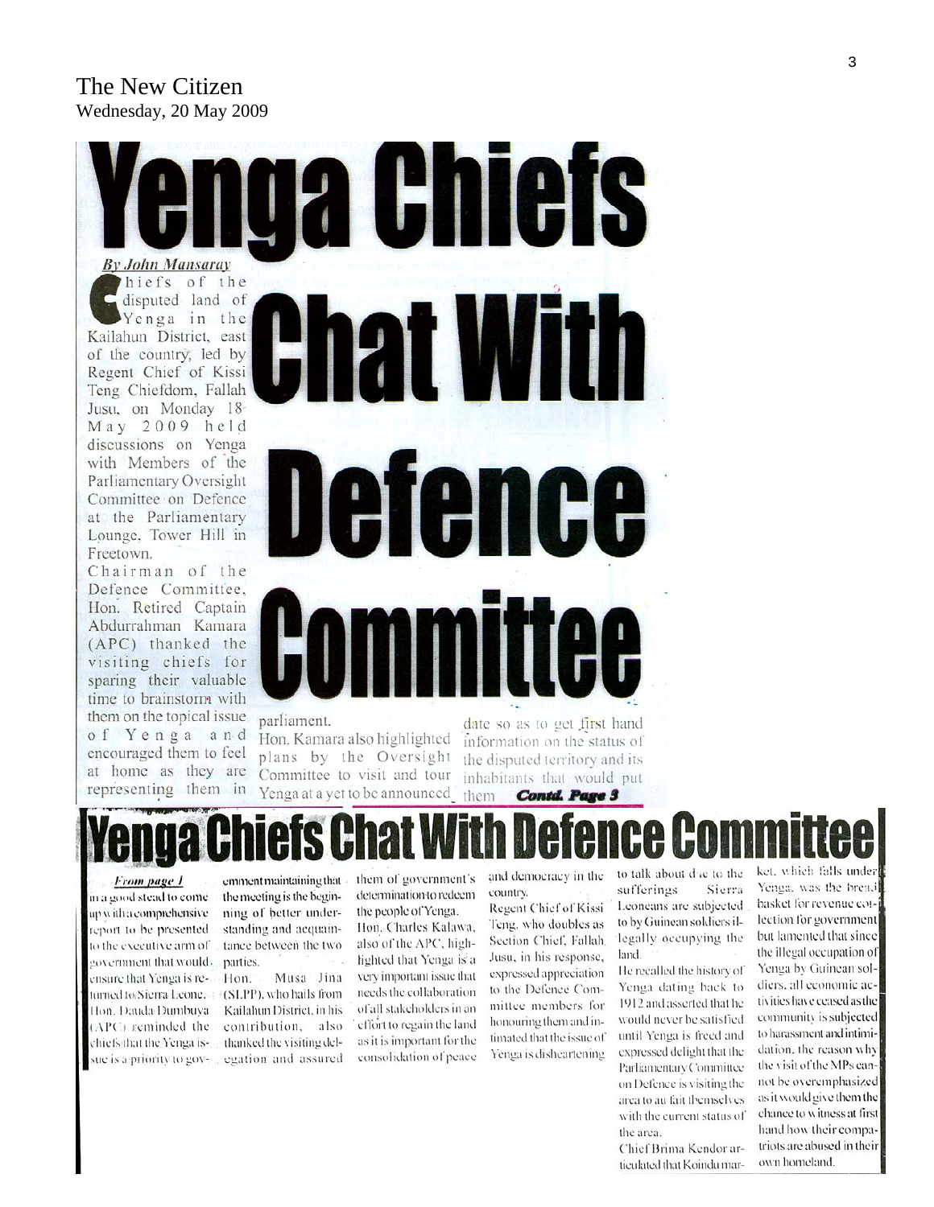The New Citizen
Wednesday, 20 May 2009

# Yenga Chiefs Chat With Defence Committee

***By John Mansaray***

Chiefs of the disputed land of Yenga in the Kailahun District, east of the country, led by Regent Chief of Kissi Teng Chiefdom, Fallah Jusu, on Monday 18 May 2009 held discussions on Yenga with Members of the Parliamentary Oversight Committee on Defence at the Parliamentary Lounge, Tower Hill in Freetown.

Chairman of the Defence Committee, Hon. Retired Captain Abdurrahman Kamara (APC) thanked the visiting chiefs for sparing their valuable time to brainstorm with them on the topical issue of Yenga and encouraged them to feel at home as they are representing them in parliament.

Hon. Kamara also highlighted plans by the Oversight Committee to visit and tour Yenga at a yet to be announced date so as to get first hand information on the status of the disputed territory and its inhabitants that would put them **Contd. Page 3**

# Yenga Chiefs Chat With Defence Committee

***From page 1***

in a good stead to come up with a comprehensive report to be presented to the executive arm of government that would ensure that Yenga is returned to Sierra Leone.

Hon. Dauda Dumbuya (APC) reminded the chiefs that the Yenga issue is a priority to government maintaining that the meeting is the beginning of better understanding and acquaintance between the two parties.

Hon. Musa Jina (SLPP), who hails from Kailahun District, in his contribution, also thanked the visiting delegation and assured them of government's determination to redeem the people of Yenga.

Hon. Charles Kalawa, also of the APC, highlighted that Yenga is a very important issue that needs the collaboration of all stakeholders in an effort to regain the land as it is important for the consolidation of peace and democracy in the country.

Regent Chief of Kissi Teng, who doubles as Section Chief, Fallah Jusu, in his response, expressed appreciation to the Defence Committee members for honouring them and intimated that the issue of Yenga is disheartening to talk about due to the sufferings Sierra Leoneans are subjected to by Guinean soldiers illegally occupying the land.

He recalled the history of Yenga dating back to 1912 and asserted that he would never be satisfied until Yenga is freed and expressed delight that the Parliamentary Committee on Defence is visiting the area to au fait themselves with the current status of the area.

Chief Brima Kendor articulated that Koindu market, which falls under Yenga, was the bread basket for revenue collection for government but lamented that since the illegal occupation of Yenga by Guinean soldiers, all economic activities have ceased as the community is subjected to harassment and intimidation, the reason why the visit of the MPs cannot be overemphasized as it would give them the chance to witness at first hand how their compatriots are abused in their own homeland.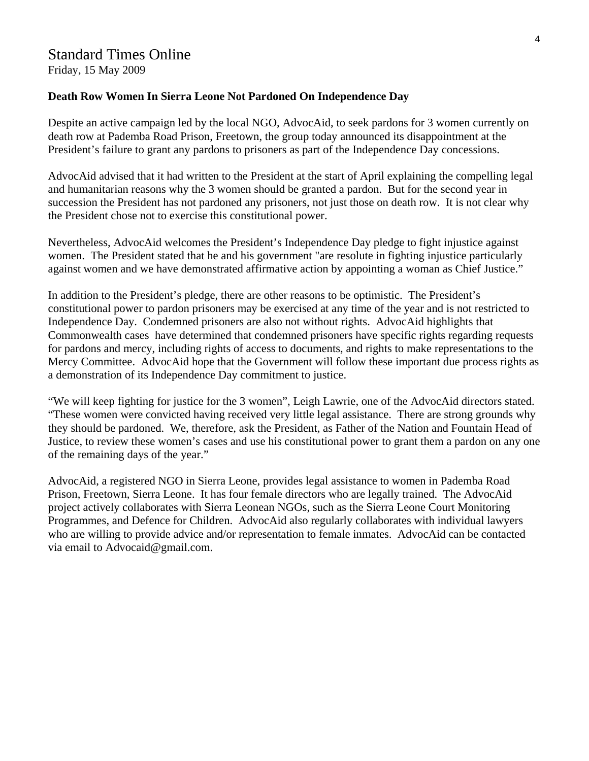# Standard Times Online

Friday, 15 May 2009

**Death Row Women In Sierra Leone Not Pardoned On Independence Day**

Despite an active campaign led by the local NGO, AdvocAid, to seek pardons for 3 women currently on death row at Pademba Road Prison, Freetown, the group today announced its disappointment at the President's failure to grant any pardons to prisoners as part of the Independence Day concessions.

AdvocAid advised that it had written to the President at the start of April explaining the compelling legal and humanitarian reasons why the 3 women should be granted a pardon. But for the second year in succession the President has not pardoned any prisoners, not just those on death row. It is not clear why the President chose not to exercise this constitutional power.

Nevertheless, AdvocAid welcomes the President's Independence Day pledge to fight injustice against women. The President stated that he and his government "are resolute in fighting injustice particularly against women and we have demonstrated affirmative action by appointing a woman as Chief Justice."

In addition to the President's pledge, there are other reasons to be optimistic. The President's constitutional power to pardon prisoners may be exercised at any time of the year and is not restricted to Independence Day. Condemned prisoners are also not without rights. AdvocAid highlights that Commonwealth cases have determined that condemned prisoners have specific rights regarding requests for pardons and mercy, including rights of access to documents, and rights to make representations to the Mercy Committee. AdvocAid hope that the Government will follow these important due process rights as a demonstration of its Independence Day commitment to justice.

"We will keep fighting for justice for the 3 women", Leigh Lawrie, one of the AdvocAid directors stated. "These women were convicted having received very little legal assistance. There are strong grounds why they should be pardoned. We, therefore, ask the President, as Father of the Nation and Fountain Head of Justice, to review these women's cases and use his constitutional power to grant them a pardon on any one of the remaining days of the year."

AdvocAid, a registered NGO in Sierra Leone, provides legal assistance to women in Pademba Road Prison, Freetown, Sierra Leone. It has four female directors who are legally trained. The AdvocAid project actively collaborates with Sierra Leonean NGOs, such as the Sierra Leone Court Monitoring Programmes, and Defence for Children. AdvocAid also regularly collaborates with individual lawyers who are willing to provide advice and/or representation to female inmates. AdvocAid can be contacted via email to Advocaid@gmail.com.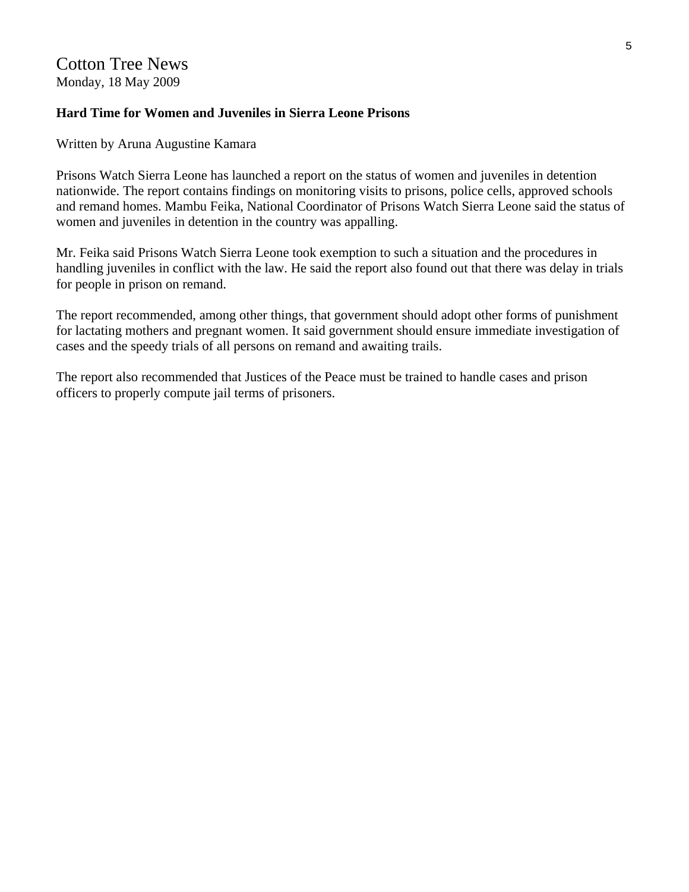Cotton Tree News
Monday, 18 May 2009

**Hard Time for Women and Juveniles in Sierra Leone Prisons**

Written by Aruna Augustine Kamara

Prisons Watch Sierra Leone has launched a report on the status of women and juveniles in detention nationwide. The report contains findings on monitoring visits to prisons, police cells, approved schools and remand homes. Mambu Feika, National Coordinator of Prisons Watch Sierra Leone said the status of women and juveniles in detention in the country was appalling.

Mr. Feika said Prisons Watch Sierra Leone took exemption to such a situation and the procedures in handling juveniles in conflict with the law. He said the report also found out that there was delay in trials for people in prison on remand.

The report recommended, among other things, that government should adopt other forms of punishment for lactating mothers and pregnant women. It said government should ensure immediate investigation of cases and the speedy trials of all persons on remand and awaiting trails.

The report also recommended that Justices of the Peace must be trained to handle cases and prison officers to properly compute jail terms of prisoners.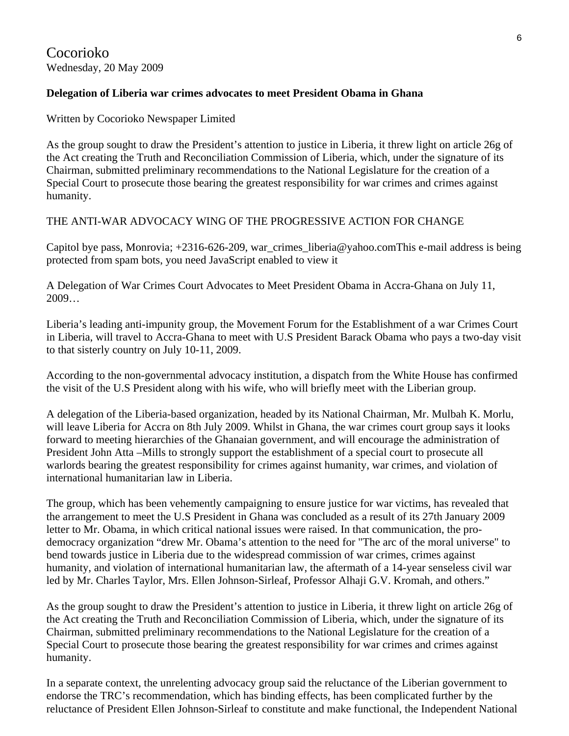Cocorioko
Wednesday, 20 May 2009

**Delegation of Liberia war crimes advocates to meet President Obama in Ghana**

Written by Cocorioko Newspaper Limited

As the group sought to draw the President's attention to justice in Liberia, it threw light on article 26g of the Act creating the Truth and Reconciliation Commission of Liberia, which, under the signature of its Chairman, submitted preliminary recommendations to the National Legislature for the creation of a Special Court to prosecute those bearing the greatest responsibility for war crimes and crimes against humanity.

THE ANTI-WAR ADVOCACY WING OF THE PROGRESSIVE ACTION FOR CHANGE

Capitol bye pass, Monrovia; +2316-626-209, war_crimes_liberia@yahoo.comThis e-mail address is being protected from spam bots, you need JavaScript enabled to view it

A Delegation of War Crimes Court Advocates to Meet President Obama in Accra-Ghana on July 11, 2009…

Liberia's leading anti-impunity group, the Movement Forum for the Establishment of a war Crimes Court in Liberia, will travel to Accra-Ghana to meet with U.S President Barack Obama who pays a two-day visit to that sisterly country on July 10-11, 2009.

According to the non-governmental advocacy institution, a dispatch from the White House has confirmed the visit of the U.S President along with his wife, who will briefly meet with the Liberian group.

A delegation of the Liberia-based organization, headed by its National Chairman, Mr. Mulbah K. Morlu, will leave Liberia for Accra on 8th July 2009. Whilst in Ghana, the war crimes court group says it looks forward to meeting hierarchies of the Ghanaian government, and will encourage the administration of President John Atta –Mills to strongly support the establishment of a special court to prosecute all warlords bearing the greatest responsibility for crimes against humanity, war crimes, and violation of international humanitarian law in Liberia.

The group, which has been vehemently campaigning to ensure justice for war victims, has revealed that the arrangement to meet the U.S President in Ghana was concluded as a result of its 27th January 2009 letter to Mr. Obama, in which critical national issues were raised. In that communication, the pro-democracy organization "drew Mr. Obama's attention to the need for "The arc of the moral universe" to bend towards justice in Liberia due to the widespread commission of war crimes, crimes against humanity, and violation of international humanitarian law, the aftermath of a 14-year senseless civil war led by Mr. Charles Taylor, Mrs. Ellen Johnson-Sirleaf, Professor Alhaji G.V. Kromah, and others."

As the group sought to draw the President's attention to justice in Liberia, it threw light on article 26g of the Act creating the Truth and Reconciliation Commission of Liberia, which, under the signature of its Chairman, submitted preliminary recommendations to the National Legislature for the creation of a Special Court to prosecute those bearing the greatest responsibility for war crimes and crimes against humanity.

In a separate context, the unrelenting advocacy group said the reluctance of the Liberian government to endorse the TRC's recommendation, which has binding effects, has been complicated further by the reluctance of President Ellen Johnson-Sirleaf to constitute and make functional, the Independent National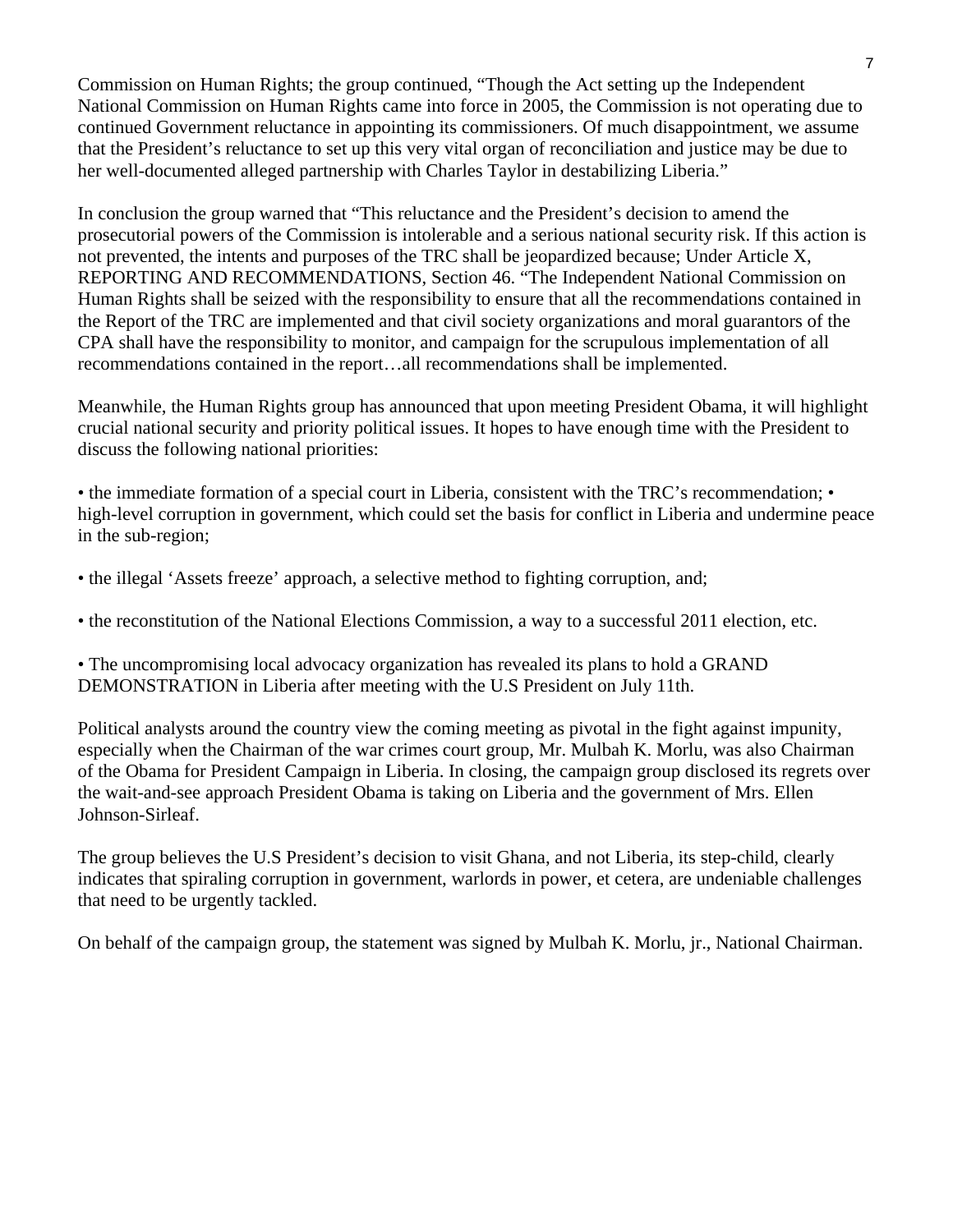Commission on Human Rights; the group continued, "Though the Act setting up the Independent National Commission on Human Rights came into force in 2005, the Commission is not operating due to continued Government reluctance in appointing its commissioners. Of much disappointment, we assume that the President's reluctance to set up this very vital organ of reconciliation and justice may be due to her well-documented alleged partnership with Charles Taylor in destabilizing Liberia."

In conclusion the group warned that "This reluctance and the President's decision to amend the prosecutorial powers of the Commission is intolerable and a serious national security risk. If this action is not prevented, the intents and purposes of the TRC shall be jeopardized because; Under Article X, REPORTING AND RECOMMENDATIONS, Section 46. "The Independent National Commission on Human Rights shall be seized with the responsibility to ensure that all the recommendations contained in the Report of the TRC are implemented and that civil society organizations and moral guarantors of the CPA shall have the responsibility to monitor, and campaign for the scrupulous implementation of all recommendations contained in the report…all recommendations shall be implemented.

Meanwhile, the Human Rights group has announced that upon meeting President Obama, it will highlight crucial national security and priority political issues. It hopes to have enough time with the President to discuss the following national priorities:

• the immediate formation of a special court in Liberia, consistent with the TRC's recommendation; • high-level corruption in government, which could set the basis for conflict in Liberia and undermine peace in the sub-region;

• the illegal 'Assets freeze' approach, a selective method to fighting corruption, and;

• the reconstitution of the National Elections Commission, a way to a successful 2011 election, etc.

• The uncompromising local advocacy organization has revealed its plans to hold a GRAND DEMONSTRATION in Liberia after meeting with the U.S President on July 11th.

Political analysts around the country view the coming meeting as pivotal in the fight against impunity, especially when the Chairman of the war crimes court group, Mr. Mulbah K. Morlu, was also Chairman of the Obama for President Campaign in Liberia. In closing, the campaign group disclosed its regrets over the wait-and-see approach President Obama is taking on Liberia and the government of Mrs. Ellen Johnson-Sirleaf.

The group believes the U.S President's decision to visit Ghana, and not Liberia, its step-child, clearly indicates that spiraling corruption in government, warlords in power, et cetera, are undeniable challenges that need to be urgently tackled.

On behalf of the campaign group, the statement was signed by Mulbah K. Morlu, jr., National Chairman.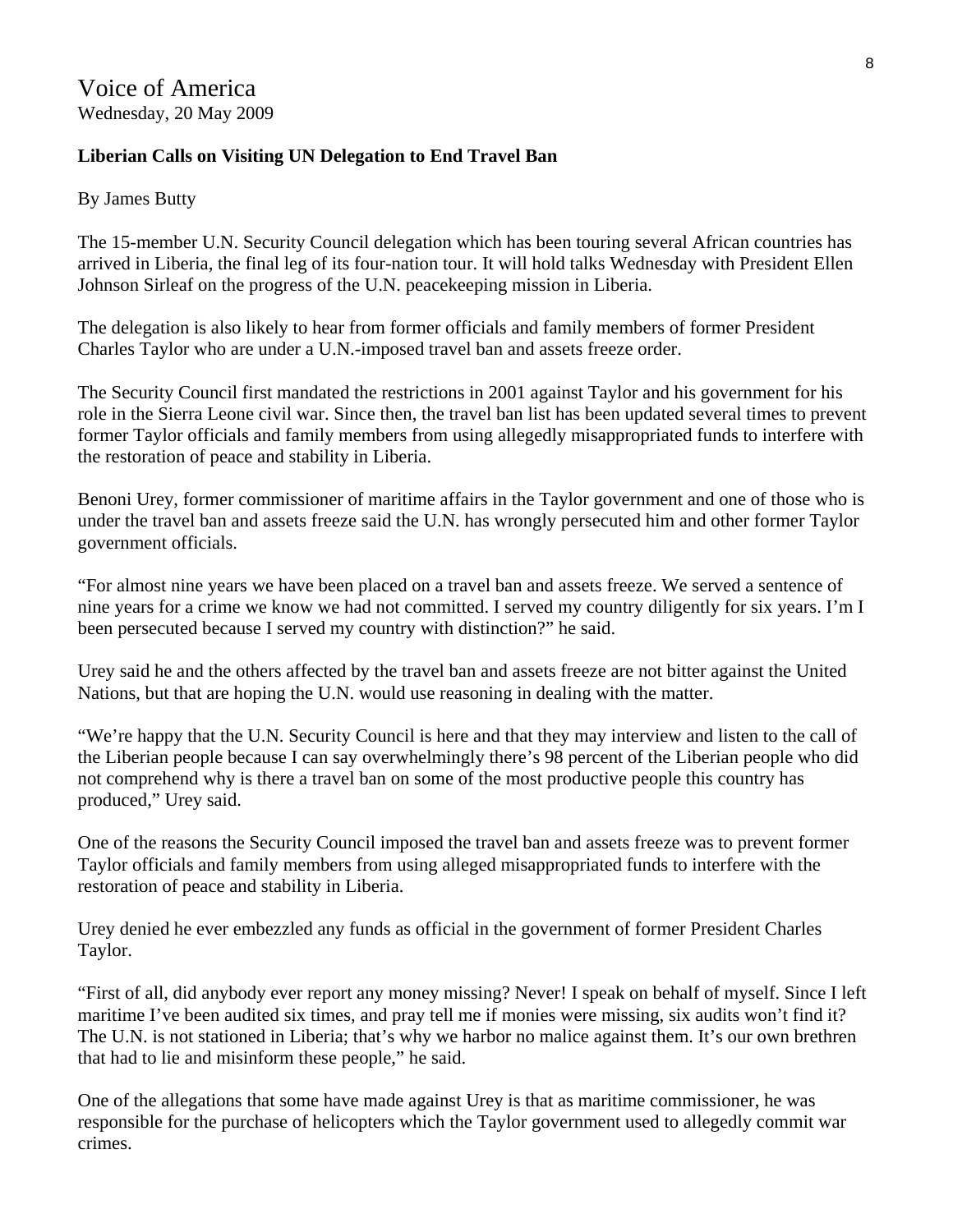Voice of America
Wednesday, 20 May 2009

**Liberian Calls on Visiting UN Delegation to End Travel Ban**

By James Butty

The 15-member U.N. Security Council delegation which has been touring several African countries has arrived in Liberia, the final leg of its four-nation tour. It will hold talks Wednesday with President Ellen Johnson Sirleaf on the progress of the U.N. peacekeeping mission in Liberia.

The delegation is also likely to hear from former officials and family members of former President Charles Taylor who are under a U.N.-imposed travel ban and assets freeze order.

The Security Council first mandated the restrictions in 2001 against Taylor and his government for his role in the Sierra Leone civil war. Since then, the travel ban list has been updated several times to prevent former Taylor officials and family members from using allegedly misappropriated funds to interfere with the restoration of peace and stability in Liberia.

Benoni Urey, former commissioner of maritime affairs in the Taylor government and one of those who is under the travel ban and assets freeze said the U.N. has wrongly persecuted him and other former Taylor government officials.

"For almost nine years we have been placed on a travel ban and assets freeze. We served a sentence of nine years for a crime we know we had not committed. I served my country diligently for six years. I'm I been persecuted because I served my country with distinction?" he said.

Urey said he and the others affected by the travel ban and assets freeze are not bitter against the United Nations, but that are hoping the U.N. would use reasoning in dealing with the matter.

"We're happy that the U.N. Security Council is here and that they may interview and listen to the call of the Liberian people because I can say overwhelmingly there's 98 percent of the Liberian people who did not comprehend why is there a travel ban on some of the most productive people this country has produced," Urey said.

One of the reasons the Security Council imposed the travel ban and assets freeze was to prevent former Taylor officials and family members from using alleged misappropriated funds to interfere with the restoration of peace and stability in Liberia.

Urey denied he ever embezzled any funds as official in the government of former President Charles Taylor.

"First of all, did anybody ever report any money missing? Never! I speak on behalf of myself. Since I left maritime I've been audited six times, and pray tell me if monies were missing, six audits won't find it? The U.N. is not stationed in Liberia; that's why we harbor no malice against them. It's our own brethren that had to lie and misinform these people," he said.

One of the allegations that some have made against Urey is that as maritime commissioner, he was responsible for the purchase of helicopters which the Taylor government used to allegedly commit war crimes.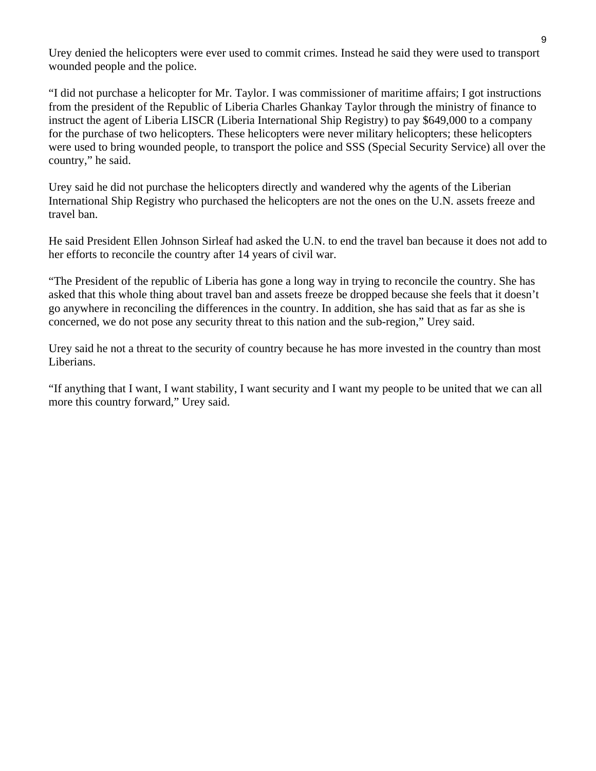Urey denied the helicopters were ever used to commit crimes. Instead he said they were used to transport wounded people and the police.

"I did not purchase a helicopter for Mr. Taylor. I was commissioner of maritime affairs; I got instructions from the president of the Republic of Liberia Charles Ghankay Taylor through the ministry of finance to instruct the agent of Liberia LISCR (Liberia International Ship Registry) to pay $649,000 to a company for the purchase of two helicopters. These helicopters were never military helicopters; these helicopters were used to bring wounded people, to transport the police and SSS (Special Security Service) all over the country," he said.

Urey said he did not purchase the helicopters directly and wandered why the agents of the Liberian International Ship Registry who purchased the helicopters are not the ones on the U.N. assets freeze and travel ban.

He said President Ellen Johnson Sirleaf had asked the U.N. to end the travel ban because it does not add to her efforts to reconcile the country after 14 years of civil war.

"The President of the republic of Liberia has gone a long way in trying to reconcile the country. She has asked that this whole thing about travel ban and assets freeze be dropped because she feels that it doesn't go anywhere in reconciling the differences in the country. In addition, she has said that as far as she is concerned, we do not pose any security threat to this nation and the sub-region," Urey said.

Urey said he not a threat to the security of country because he has more invested in the country than most Liberians.

"If anything that I want, I want stability, I want security and I want my people to be united that we can all more this country forward," Urey said.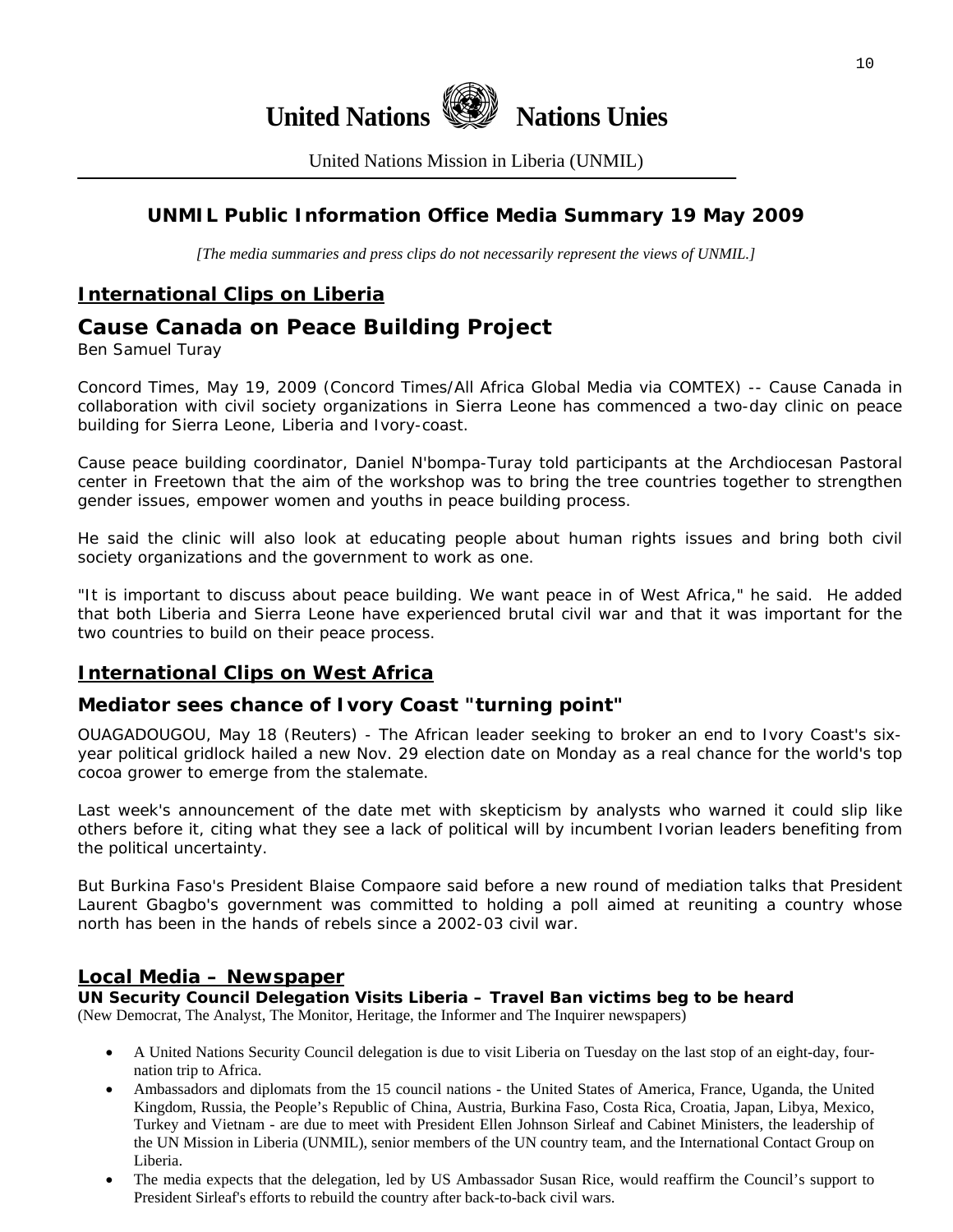# United Nations Nations Unies

United Nations Mission in Liberia (UNMIL)

## UNMIL Public Information Office Media Summary 19 May 2009

*[The media summaries and press clips do not necessarily represent the views of UNMIL.]*

## International Clips on Liberia

## Cause Canada on Peace Building Project

Ben Samuel Turay

Concord Times, May 19, 2009 (Concord Times/All Africa Global Media via COMTEX) -- Cause Canada in collaboration with civil society organizations in Sierra Leone has commenced a two-day clinic on peace building for Sierra Leone, Liberia and Ivory-coast.

Cause peace building coordinator, Daniel N'bompa-Turay told participants at the Archdiocesan Pastoral center in Freetown that the aim of the workshop was to bring the tree countries together to strengthen gender issues, empower women and youths in peace building process.

He said the clinic will also look at educating people about human rights issues and bring both civil society organizations and the government to work as one.

"It is important to discuss about peace building. We want peace in of West Africa," he said. He added that both Liberia and Sierra Leone have experienced brutal civil war and that it was important for the two countries to build on their peace process.

## International Clips on West Africa

### Mediator sees chance of Ivory Coast "turning point"

OUAGADOUGOU, May 18 (Reuters) - The African leader seeking to broker an end to Ivory Coast's six-year political gridlock hailed a new Nov. 29 election date on Monday as a real chance for the world's top cocoa grower to emerge from the stalemate.

Last week's announcement of the date met with skepticism by analysts who warned it could slip like others before it, citing what they see a lack of political will by incumbent Ivorian leaders benefiting from the political uncertainty.

But Burkina Faso's President Blaise Compaore said before a new round of mediation talks that President Laurent Gbagbo's government was committed to holding a poll aimed at reuniting a country whose north has been in the hands of rebels since a 2002-03 civil war.

## Local Media – Newspaper

**UN Security Council Delegation Visits Liberia – Travel Ban victims beg to be heard**
(New Democrat, The Analyst, The Monitor, Heritage, the Informer and The Inquirer newspapers)

- A United Nations Security Council delegation is due to visit Liberia on Tuesday on the last stop of an eight-day, four-nation trip to Africa.
- Ambassadors and diplomats from the 15 council nations - the United States of America, France, Uganda, the United Kingdom, Russia, the People's Republic of China, Austria, Burkina Faso, Costa Rica, Croatia, Japan, Libya, Mexico, Turkey and Vietnam - are due to meet with President Ellen Johnson Sirleaf and Cabinet Ministers, the leadership of the UN Mission in Liberia (UNMIL), senior members of the UN country team, and the International Contact Group on Liberia.
- The media expects that the delegation, led by US Ambassador Susan Rice, would reaffirm the Council's support to President Sirleaf's efforts to rebuild the country after back-to-back civil wars.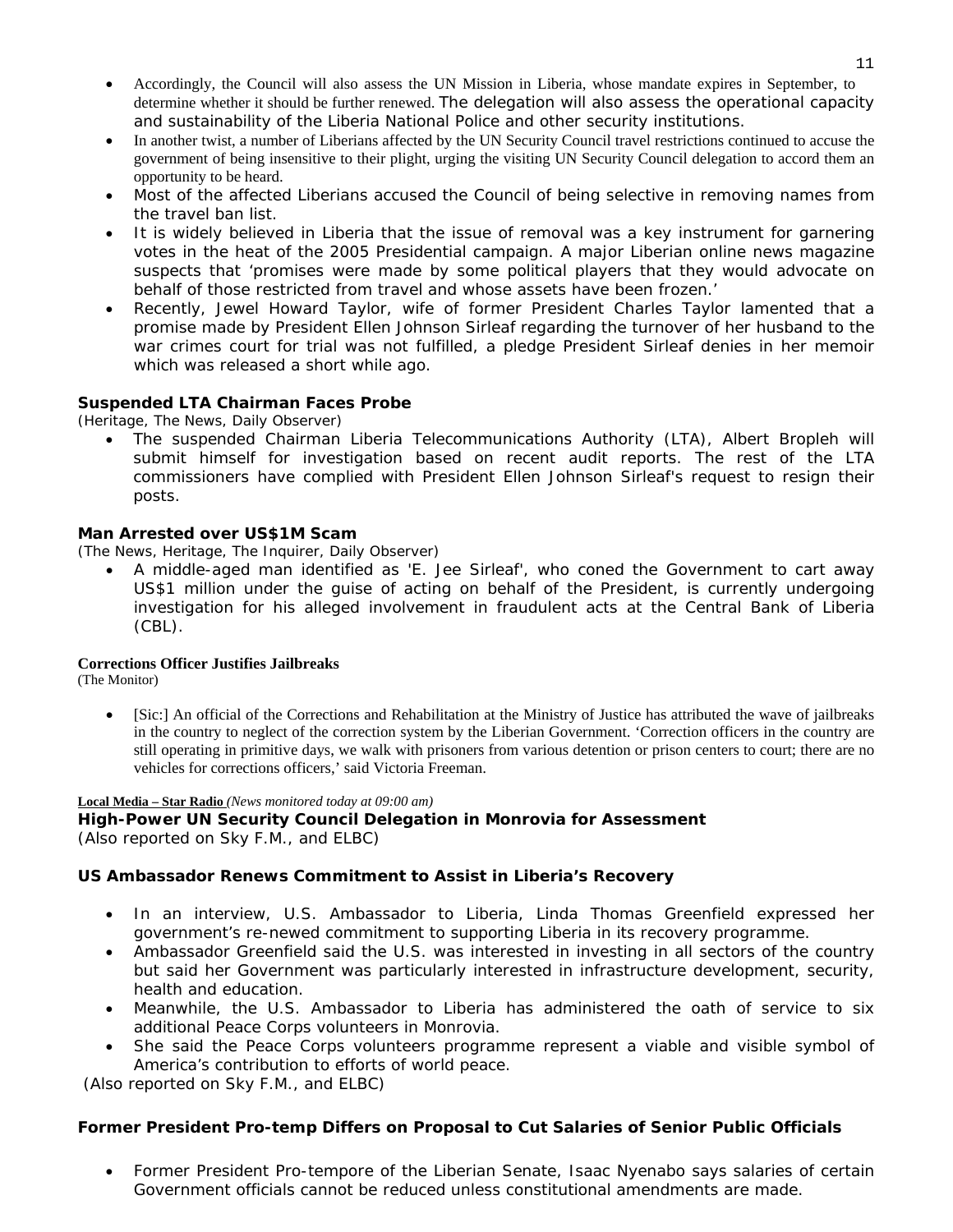- Accordingly, the Council will also assess the UN Mission in Liberia, whose mandate expires in September, to determine whether it should be further renewed. The delegation will also assess the operational capacity and sustainability of the Liberia National Police and other security institutions.
- In another twist, a number of Liberians affected by the UN Security Council travel restrictions continued to accuse the government of being insensitive to their plight, urging the visiting UN Security Council delegation to accord them an opportunity to be heard.
- Most of the affected Liberians accused the Council of being selective in removing names from the travel ban list.
- It is widely believed in Liberia that the issue of removal was a key instrument for garnering votes in the heat of the 2005 Presidential campaign. A major Liberian online news magazine suspects that 'promises were made by some political players that they would advocate on behalf of those restricted from travel and whose assets have been frozen.'
- Recently, Jewel Howard Taylor, wife of former President Charles Taylor lamented that a promise made by President Ellen Johnson Sirleaf regarding the turnover of her husband to the war crimes court for trial was not fulfilled, a pledge President Sirleaf denies in her memoir which was released a short while ago.

**Suspended LTA Chairman Faces Probe**
(Heritage, The News, Daily Observer)

- The suspended Chairman Liberia Telecommunications Authority (LTA), Albert Bropleh will submit himself for investigation based on recent audit reports. The rest of the LTA commissioners have complied with President Ellen Johnson Sirleaf's request to resign their posts.

**Man Arrested over US$1M Scam**
(The News, Heritage, The Inquirer, Daily Observer)

- A middle-aged man identified as 'E. Jee Sirleaf', who coned the Government to cart away US$1 million under the guise of acting on behalf of the President, is currently undergoing investigation for his alleged involvement in fraudulent acts at the Central Bank of Liberia (CBL).

**Corrections Officer Justifies Jailbreaks**
(The Monitor)

- [Sic:] An official of the Corrections and Rehabilitation at the Ministry of Justice has attributed the wave of jailbreaks in the country to neglect of the correction system by the Liberian Government. 'Correction officers in the country are still operating in primitive days, we walk with prisoners from various detention or prison centers to court; there are no vehicles for corrections officers,' said Victoria Freeman.

**Local Media – Star Radio** *(News monitored today at 09:00 am)*

**High-Power UN Security Council Delegation in Monrovia for Assessment**
(Also reported on Sky F.M., and ELBC)

**US Ambassador Renews Commitment to Assist in Liberia's Recovery**

- In an interview, U.S. Ambassador to Liberia, Linda Thomas Greenfield expressed her government's re-newed commitment to supporting Liberia in its recovery programme.
- Ambassador Greenfield said the U.S. was interested in investing in all sectors of the country but said her Government was particularly interested in infrastructure development, security, health and education.
- Meanwhile, the U.S. Ambassador to Liberia has administered the oath of service to six additional Peace Corps volunteers in Monrovia.
- She said the Peace Corps volunteers programme represent a viable and visible symbol of America's contribution to efforts of world peace.

(Also reported on Sky F.M., and ELBC)

**Former President Pro-temp Differs on Proposal to Cut Salaries of Senior Public Officials**

- Former President Pro-tempore of the Liberian Senate, Isaac Nyenabo says salaries of certain Government officials cannot be reduced unless constitutional amendments are made.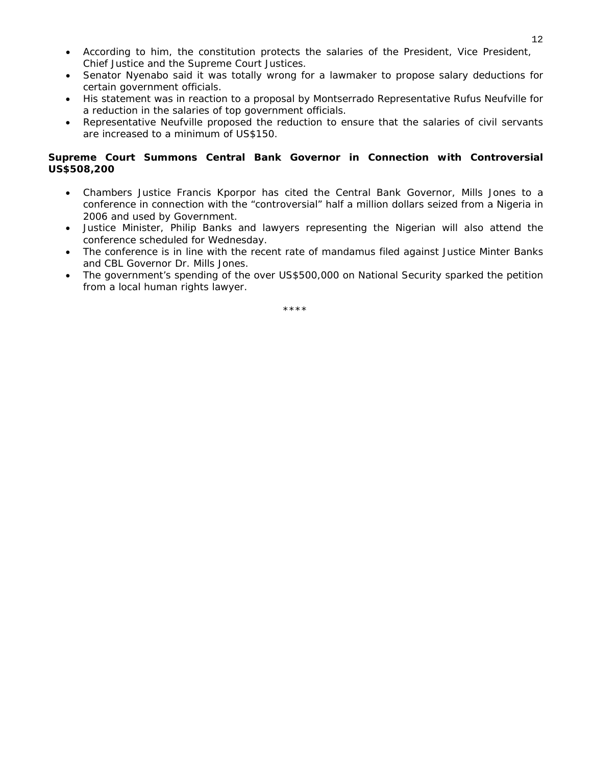- According to him, the constitution protects the salaries of the President, Vice President, Chief Justice and the Supreme Court Justices.
- Senator Nyenabo said it was totally wrong for a lawmaker to propose salary deductions for certain government officials.
- His statement was in reaction to a proposal by Montserrado Representative Rufus Neufville for a reduction in the salaries of top government officials.
- Representative Neufville proposed the reduction to ensure that the salaries of civil servants are increased to a minimum of US$150.

**Supreme Court Summons Central Bank Governor in Connection with Controversial US$508,200**

- Chambers Justice Francis Kporpor has cited the Central Bank Governor, Mills Jones to a conference in connection with the "controversial" half a million dollars seized from a Nigeria in 2006 and used by Government.
- Justice Minister, Philip Banks and lawyers representing the Nigerian will also attend the conference scheduled for Wednesday.
- The conference is in line with the recent rate of mandamus filed against Justice Minter Banks and CBL Governor Dr. Mills Jones.
- The government's spending of the over US$500,000 on National Security sparked the petition from a local human rights lawyer.

****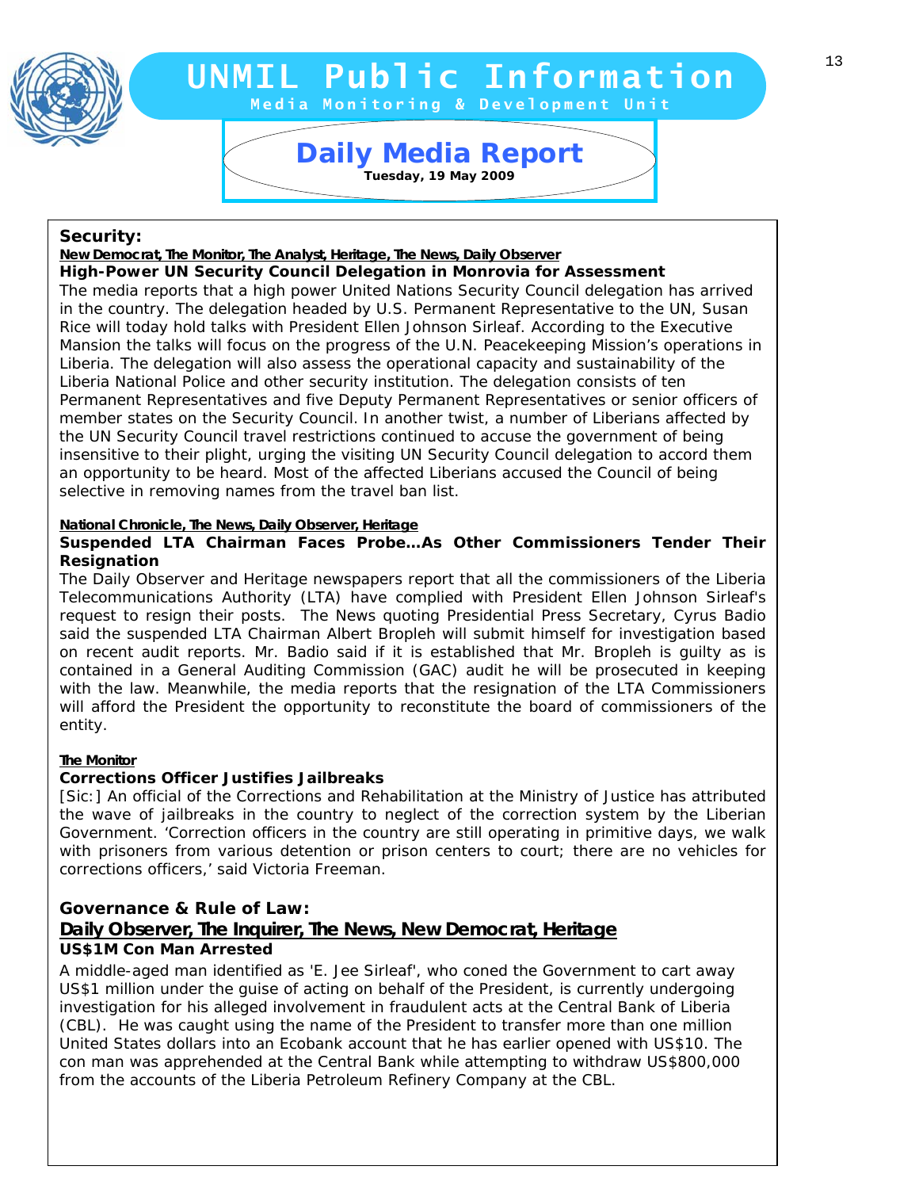# UNMIL Public Information

**Media Monitoring & Development Unit**

## Daily Media Report

**Tuesday, 19 May 2009**

### Security:

**New Democrat, The Monitor, The Analyst, Heritage, The News, Daily Observer**

**High-Power UN Security Council Delegation in Monrovia for Assessment**

The media reports that a high power United Nations Security Council delegation has arrived in the country. The delegation headed by U.S. Permanent Representative to the UN, Susan Rice will today hold talks with President Ellen Johnson Sirleaf. According to the Executive Mansion the talks will focus on the progress of the U.N. Peacekeeping Mission's operations in Liberia. The delegation will also assess the operational capacity and sustainability of the Liberia National Police and other security institution. The delegation consists of ten Permanent Representatives and five Deputy Permanent Representatives or senior officers of member states on the Security Council. In another twist, a number of Liberians affected by the UN Security Council travel restrictions continued to accuse the government of being insensitive to their plight, urging the visiting UN Security Council delegation to accord them an opportunity to be heard. Most of the affected Liberians accused the Council of being selective in removing names from the travel ban list.

**National Chronicle, The News, Daily Observer, Heritage**

**Suspended LTA Chairman Faces Probe…As Other Commissioners Tender Their Resignation**

The Daily Observer and Heritage newspapers report that all the commissioners of the Liberia Telecommunications Authority (LTA) have complied with President Ellen Johnson Sirleaf's request to resign their posts. The News quoting Presidential Press Secretary, Cyrus Badio said the suspended LTA Chairman Albert Bropleh will submit himself for investigation based on recent audit reports. Mr. Badio said if it is established that Mr. Bropleh is guilty as is contained in a General Auditing Commission (GAC) audit he will be prosecuted in keeping with the law. Meanwhile, the media reports that the resignation of the LTA Commissioners will afford the President the opportunity to reconstitute the board of commissioners of the entity.

**The Monitor**

**Corrections Officer Justifies Jailbreaks**

[Sic:] An official of the Corrections and Rehabilitation at the Ministry of Justice has attributed the wave of jailbreaks in the country to neglect of the correction system by the Liberian Government. 'Correction officers in the country are still operating in primitive days, we walk with prisoners from various detention or prison centers to court; there are no vehicles for corrections officers,' said Victoria Freeman.

### Governance & Rule of Law:

**Daily Observer, The Inquirer, The News, New Democrat, Heritage**

**US$1M Con Man Arrested**

A middle-aged man identified as 'E. Jee Sirleaf', who coned the Government to cart away US$1 million under the guise of acting on behalf of the President, is currently undergoing investigation for his alleged involvement in fraudulent acts at the Central Bank of Liberia (CBL). He was caught using the name of the President to transfer more than one million United States dollars into an Ecobank account that he has earlier opened with US$10. The con man was apprehended at the Central Bank while attempting to withdraw US$800,000 from the accounts of the Liberia Petroleum Refinery Company at the CBL.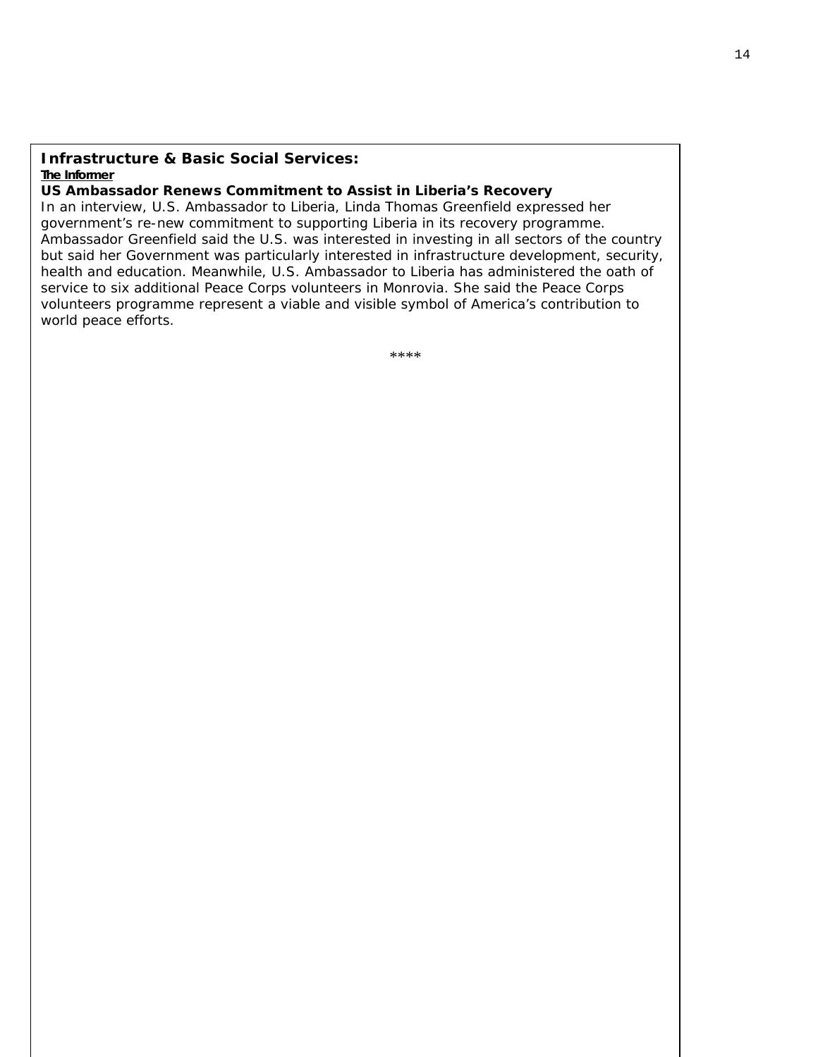**Infrastructure & Basic Social Services:**

**The Informer**

**US Ambassador Renews Commitment to Assist in Liberia's Recovery**

In an interview, U.S. Ambassador to Liberia, Linda Thomas Greenfield expressed her government's re-new commitment to supporting Liberia in its recovery programme. Ambassador Greenfield said the U.S. was interested in investing in all sectors of the country but said her Government was particularly interested in infrastructure development, security, health and education. Meanwhile, U.S. Ambassador to Liberia has administered the oath of service to six additional Peace Corps volunteers in Monrovia. She said the Peace Corps volunteers programme represent a viable and visible symbol of America's contribution to world peace efforts.

****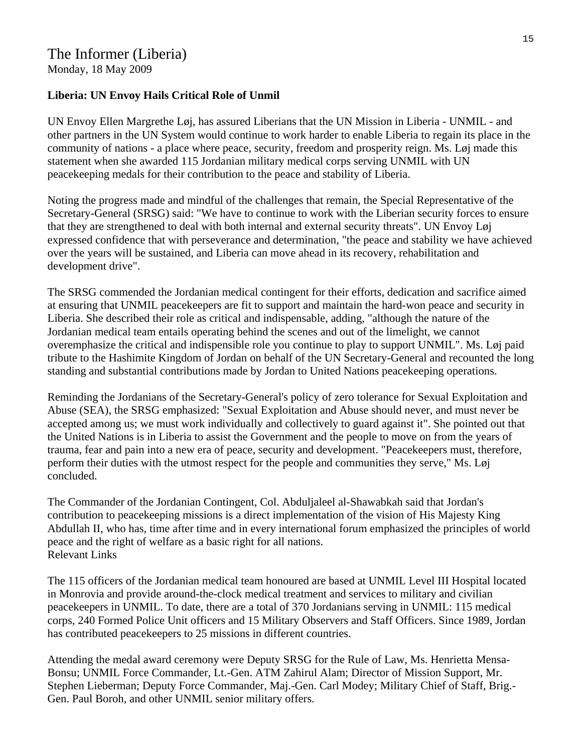# The Informer (Liberia)

Monday, 18 May 2009

**Liberia: UN Envoy Hails Critical Role of Unmil**

UN Envoy Ellen Margrethe Løj, has assured Liberians that the UN Mission in Liberia - UNMIL - and other partners in the UN System would continue to work harder to enable Liberia to regain its place in the community of nations - a place where peace, security, freedom and prosperity reign. Ms. Løj made this statement when she awarded 115 Jordanian military medical corps serving UNMIL with UN peacekeeping medals for their contribution to the peace and stability of Liberia.

Noting the progress made and mindful of the challenges that remain, the Special Representative of the Secretary-General (SRSG) said: "We have to continue to work with the Liberian security forces to ensure that they are strengthened to deal with both internal and external security threats". UN Envoy Løj expressed confidence that with perseverance and determination, "the peace and stability we have achieved over the years will be sustained, and Liberia can move ahead in its recovery, rehabilitation and development drive".

The SRSG commended the Jordanian medical contingent for their efforts, dedication and sacrifice aimed at ensuring that UNMIL peacekeepers are fit to support and maintain the hard-won peace and security in Liberia. She described their role as critical and indispensable, adding, "although the nature of the Jordanian medical team entails operating behind the scenes and out of the limelight, we cannot overemphasize the critical and indispensible role you continue to play to support UNMIL". Ms. Løj paid tribute to the Hashimite Kingdom of Jordan on behalf of the UN Secretary-General and recounted the long standing and substantial contributions made by Jordan to United Nations peacekeeping operations.

Reminding the Jordanians of the Secretary-General's policy of zero tolerance for Sexual Exploitation and Abuse (SEA), the SRSG emphasized: "Sexual Exploitation and Abuse should never, and must never be accepted among us; we must work individually and collectively to guard against it". She pointed out that the United Nations is in Liberia to assist the Government and the people to move on from the years of trauma, fear and pain into a new era of peace, security and development. "Peacekeepers must, therefore, perform their duties with the utmost respect for the people and communities they serve," Ms. Løj concluded.

The Commander of the Jordanian Contingent, Col. Abduljaleel al-Shawabkah said that Jordan's contribution to peacekeeping missions is a direct implementation of the vision of His Majesty King Abdullah II, who has, time after time and in every international forum emphasized the principles of world peace and the right of welfare as a basic right for all nations.
Relevant Links

The 115 officers of the Jordanian medical team honoured are based at UNMIL Level III Hospital located in Monrovia and provide around-the-clock medical treatment and services to military and civilian peacekeepers in UNMIL. To date, there are a total of 370 Jordanians serving in UNMIL: 115 medical corps, 240 Formed Police Unit officers and 15 Military Observers and Staff Officers. Since 1989, Jordan has contributed peacekeepers to 25 missions in different countries.

Attending the medal award ceremony were Deputy SRSG for the Rule of Law, Ms. Henrietta Mensa-Bonsu; UNMIL Force Commander, Lt.-Gen. ATM Zahirul Alam; Director of Mission Support, Mr. Stephen Lieberman; Deputy Force Commander, Maj.-Gen. Carl Modey; Military Chief of Staff, Brig.-Gen. Paul Boroh, and other UNMIL senior military offers.